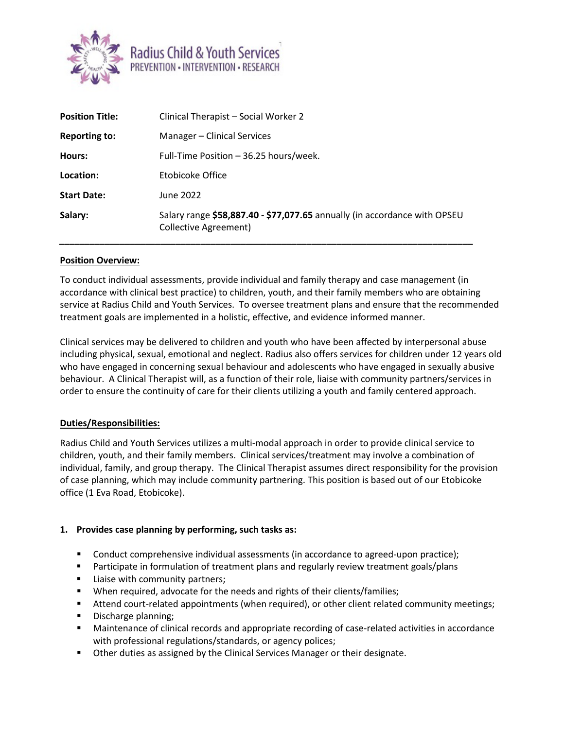Radius Child & Youth Services
PREVENTION • INTERVENTION • RESEARCH

| | |
|---|---|
| **Position Title:** | Clinical Therapist – Social Worker 2 |
| **Reporting to:** | Manager – Clinical Services |
| **Hours:** | Full-Time Position – 36.25 hours/week. |
| **Location:** | Etobicoke Office |
| **Start Date:** | June 2022 |
| **Salary:** | Salary range **$58,887.40 - $77,077.65** annually (in accordance with OPSEU Collective Agreement) |

---

**Position Overview:**

To conduct individual assessments, provide individual and family therapy and case management (in accordance with clinical best practice) to children, youth, and their family members who are obtaining service at Radius Child and Youth Services. To oversee treatment plans and ensure that the recommended treatment goals are implemented in a holistic, effective, and evidence informed manner.

Clinical services may be delivered to children and youth who have been affected by interpersonal abuse including physical, sexual, emotional and neglect. Radius also offers services for children under 12 years old who have engaged in concerning sexual behaviour and adolescents who have engaged in sexually abusive behaviour. A Clinical Therapist will, as a function of their role, liaise with community partners/services in order to ensure the continuity of care for their clients utilizing a youth and family centered approach.

**Duties/Responsibilities:**

Radius Child and Youth Services utilizes a multi-modal approach in order to provide clinical service to children, youth, and their family members. Clinical services/treatment may involve a combination of individual, family, and group therapy. The Clinical Therapist assumes direct responsibility for the provision of case planning, which may include community partnering. This position is based out of our Etobicoke office (1 Eva Road, Etobicoke).

**1. Provides case planning by performing, such tasks as:**

- Conduct comprehensive individual assessments (in accordance to agreed-upon practice);
- Participate in formulation of treatment plans and regularly review treatment goals/plans
- Liaise with community partners;
- When required, advocate for the needs and rights of their clients/families;
- Attend court-related appointments (when required), or other client related community meetings;
- Discharge planning;
- Maintenance of clinical records and appropriate recording of case-related activities in accordance with professional regulations/standards, or agency polices;
- Other duties as assigned by the Clinical Services Manager or their designate.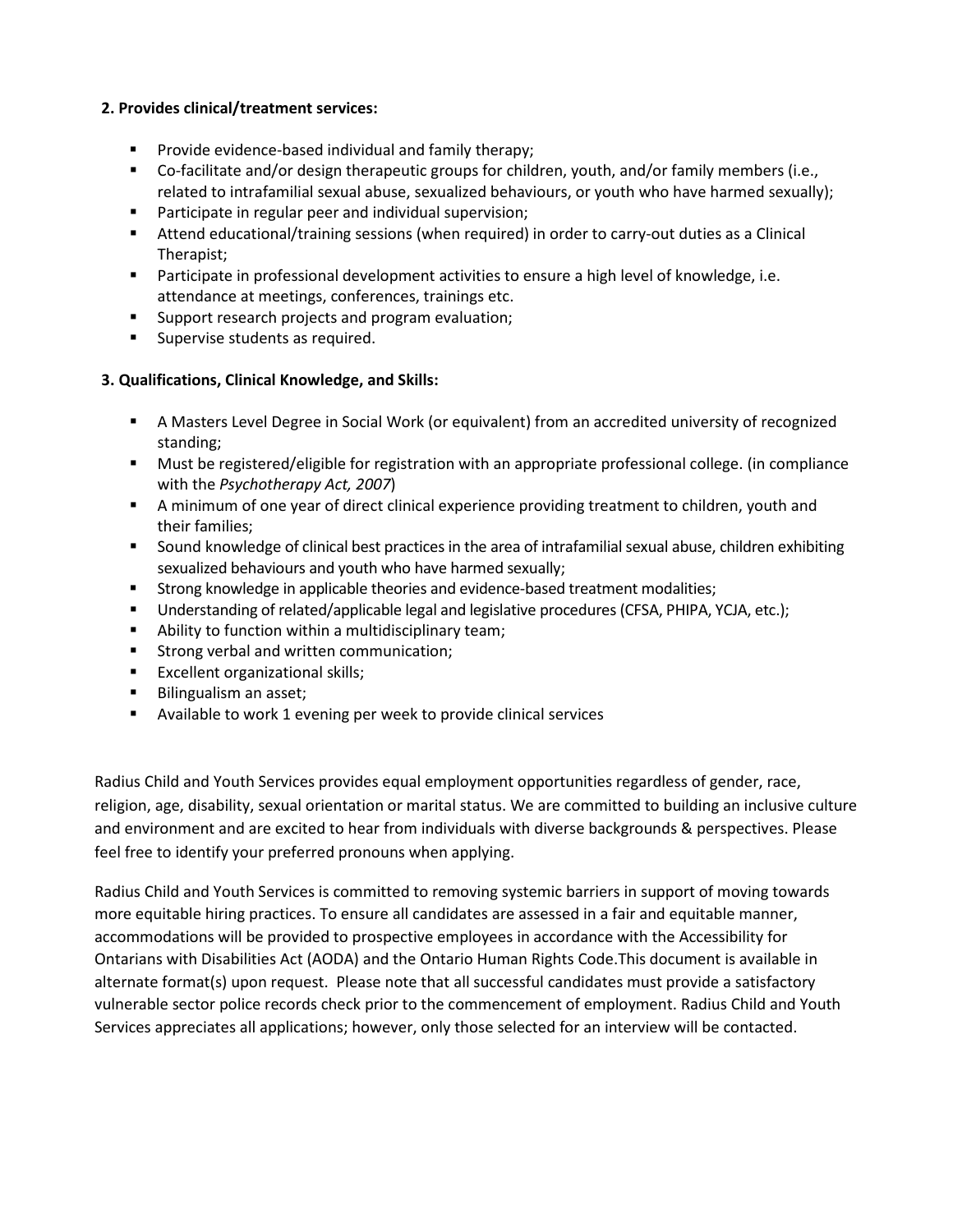**2. Provides clinical/treatment services:**

- Provide evidence-based individual and family therapy;
- Co-facilitate and/or design therapeutic groups for children, youth, and/or family members (i.e., related to intrafamilial sexual abuse, sexualized behaviours, or youth who have harmed sexually);
- Participate in regular peer and individual supervision;
- Attend educational/training sessions (when required) in order to carry-out duties as a Clinical Therapist;
- Participate in professional development activities to ensure a high level of knowledge, i.e. attendance at meetings, conferences, trainings etc.
- Support research projects and program evaluation;
- Supervise students as required.

**3. Qualifications, Clinical Knowledge, and Skills:**

- A Masters Level Degree in Social Work (or equivalent) from an accredited university of recognized standing;
- Must be registered/eligible for registration with an appropriate professional college. (in compliance with the *Psychotherapy Act, 2007*)
- A minimum of one year of direct clinical experience providing treatment to children, youth and their families;
- Sound knowledge of clinical best practices in the area of intrafamilial sexual abuse, children exhibiting sexualized behaviours and youth who have harmed sexually;
- Strong knowledge in applicable theories and evidence-based treatment modalities;
- Understanding of related/applicable legal and legislative procedures (CFSA, PHIPA, YCJA, etc.);
- Ability to function within a multidisciplinary team;
- Strong verbal and written communication;
- Excellent organizational skills;
- Bilingualism an asset;
- Available to work 1 evening per week to provide clinical services

Radius Child and Youth Services provides equal employment opportunities regardless of gender, race, religion, age, disability, sexual orientation or marital status. We are committed to building an inclusive culture and environment and are excited to hear from individuals with diverse backgrounds & perspectives. Please feel free to identify your preferred pronouns when applying.

Radius Child and Youth Services is committed to removing systemic barriers in support of moving towards more equitable hiring practices. To ensure all candidates are assessed in a fair and equitable manner, accommodations will be provided to prospective employees in accordance with the Accessibility for Ontarians with Disabilities Act (AODA) and the Ontario Human Rights Code.This document is available in alternate format(s) upon request. Please note that all successful candidates must provide a satisfactory vulnerable sector police records check prior to the commencement of employment. Radius Child and Youth Services appreciates all applications; however, only those selected for an interview will be contacted.